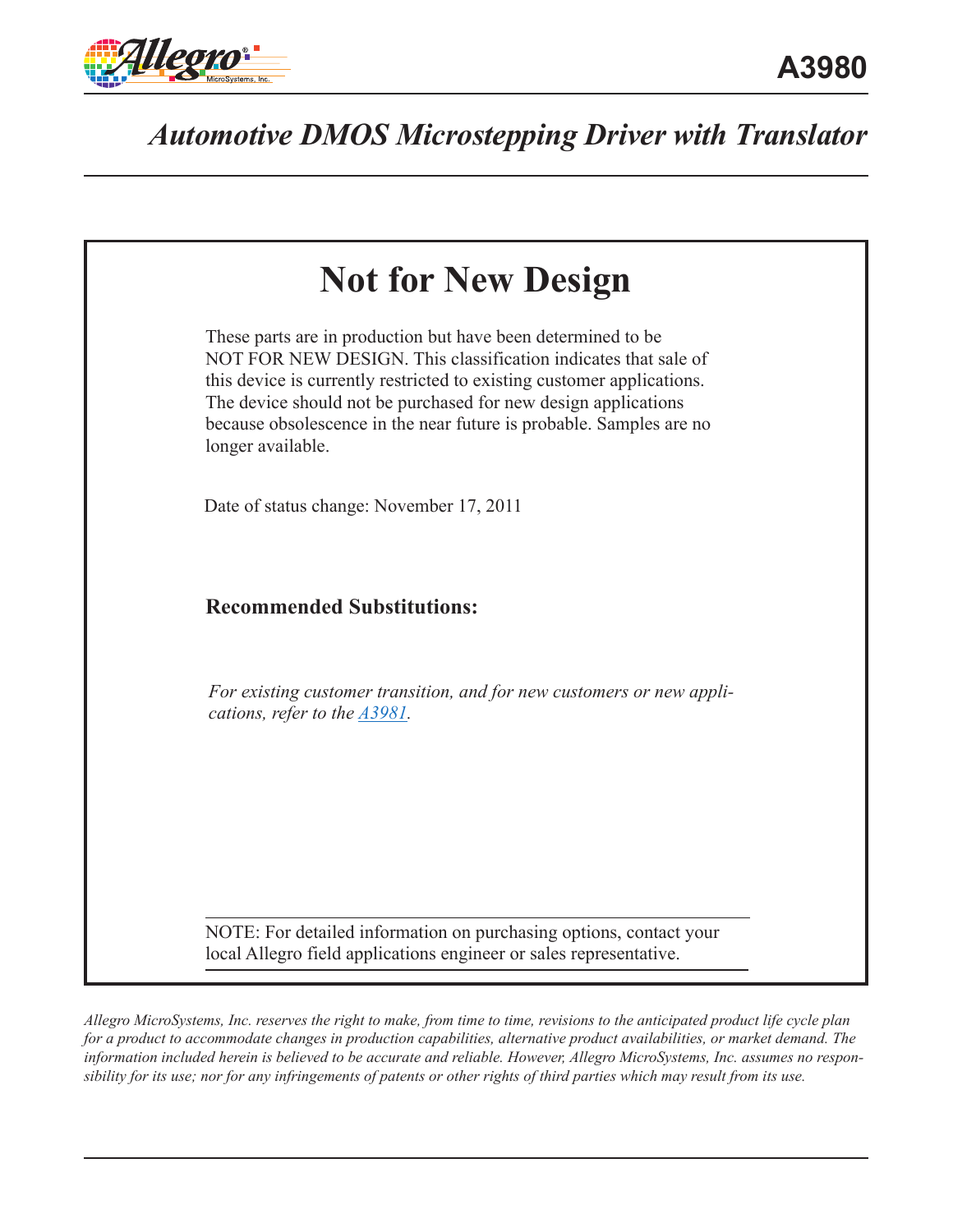# A3980

## *Automotive DMOS Microstepping Driver with Translator*

## Not for New Design

These parts are in production but have been determined to be NOT FOR NEW DESIGN. This classification indicates that sale of this device is currently restricted to existing customer applications. The device should not be purchased for new design applications because obsolescence in the near future is probable. Samples are no longer available.

Date of status change: November 17, 2011

### Recommended Substitutions:

*For existing customer transition, and for new customers or new applications, refer to the A3981.*

NOTE: For detailed information on purchasing options, contact your local Allegro field applications engineer or sales representative.

*Allegro MicroSystems, Inc. reserves the right to make, from time to time, revisions to the anticipated product life cycle plan for a product to accommodate changes in production capabilities, alternative product availabilities, or market demand. The information included herein is believed to be accurate and reliable. However, Allegro MicroSystems, Inc. assumes no responsibility for its use; nor for any infringements of patents or other rights of third parties which may result from its use.*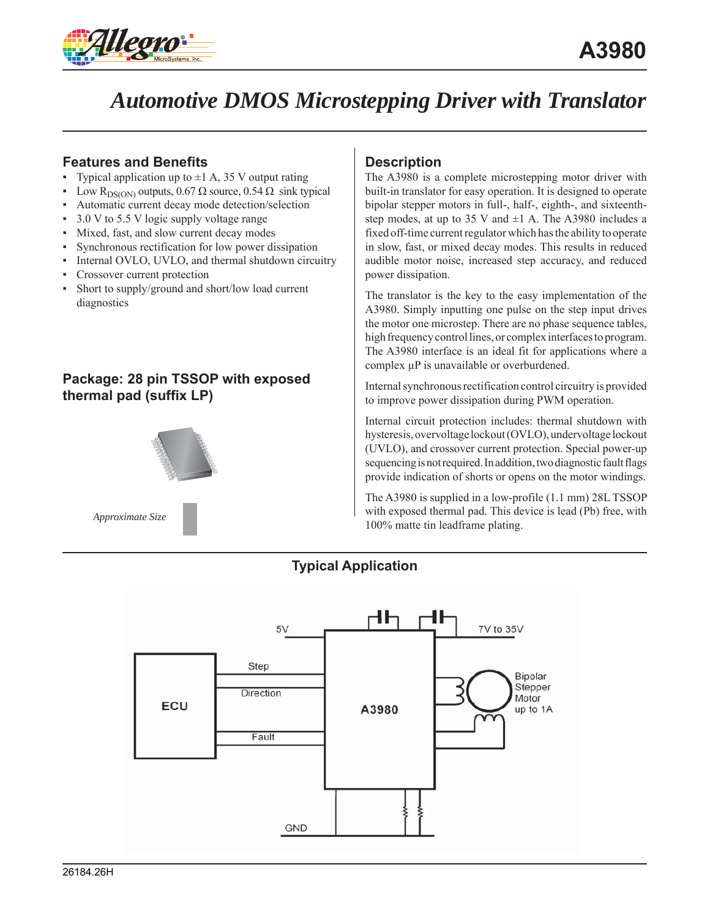# A3980

# Automotive DMOS Microstepping Driver with Translator

## Features and Benefits

- Typical application up to ±1 A, 35 V output rating
- Low $R_{DS(ON)}$ outputs, 0.67 Ω source, 0.54 Ω sink typical
- Automatic current decay mode detection/selection
- 3.0 V to 5.5 V logic supply voltage range
- Mixed, fast, and slow current decay modes
- Synchronous rectification for low power dissipation
- Internal OVLO, UVLO, and thermal shutdown circuitry
- Crossover current protection
- Short to supply/ground and short/low load current diagnostics

## Package: 28 pin TSSOP with exposed thermal pad (suffix LP)

*Approximate Size*

## Description

The A3980 is a complete microstepping motor driver with built-in translator for easy operation. It is designed to operate bipolar stepper motors in full-, half-, eighth-, and sixteenth-step modes, at up to 35 V and ±1 A. The A3980 includes a fixed off-time current regulator which has the ability to operate in slow, fast, or mixed decay modes. This results in reduced audible motor noise, increased step accuracy, and reduced power dissipation.

The translator is the key to the easy implementation of the A3980. Simply inputting one pulse on the step input drives the motor one microstep. There are no phase sequence tables, high frequency control lines, or complex interfaces to program. The A3980 interface is an ideal fit for applications where a complex µP is unavailable or overburdened.

Internal synchronous rectification control circuitry is provided to improve power dissipation during PWM operation.

Internal circuit protection includes: thermal shutdown with hysteresis, overvoltage lockout (OVLO), undervoltage lockout (UVLO), and crossover current protection. Special power-up sequencing is not required. In addition, two diagnostic fault flags provide indication of shorts or opens on the motor windings.

The A3980 is supplied in a low-profile (1.1 mm) 28L TSSOP with exposed thermal pad. This device is lead (Pb) free, with 100% matte tin leadframe plating.

## Typical Application

5V, 7V to 35V, Step, Direction, Fault, ECU, A3980, Bipolar Stepper Motor up to 1A, GND

26184.26H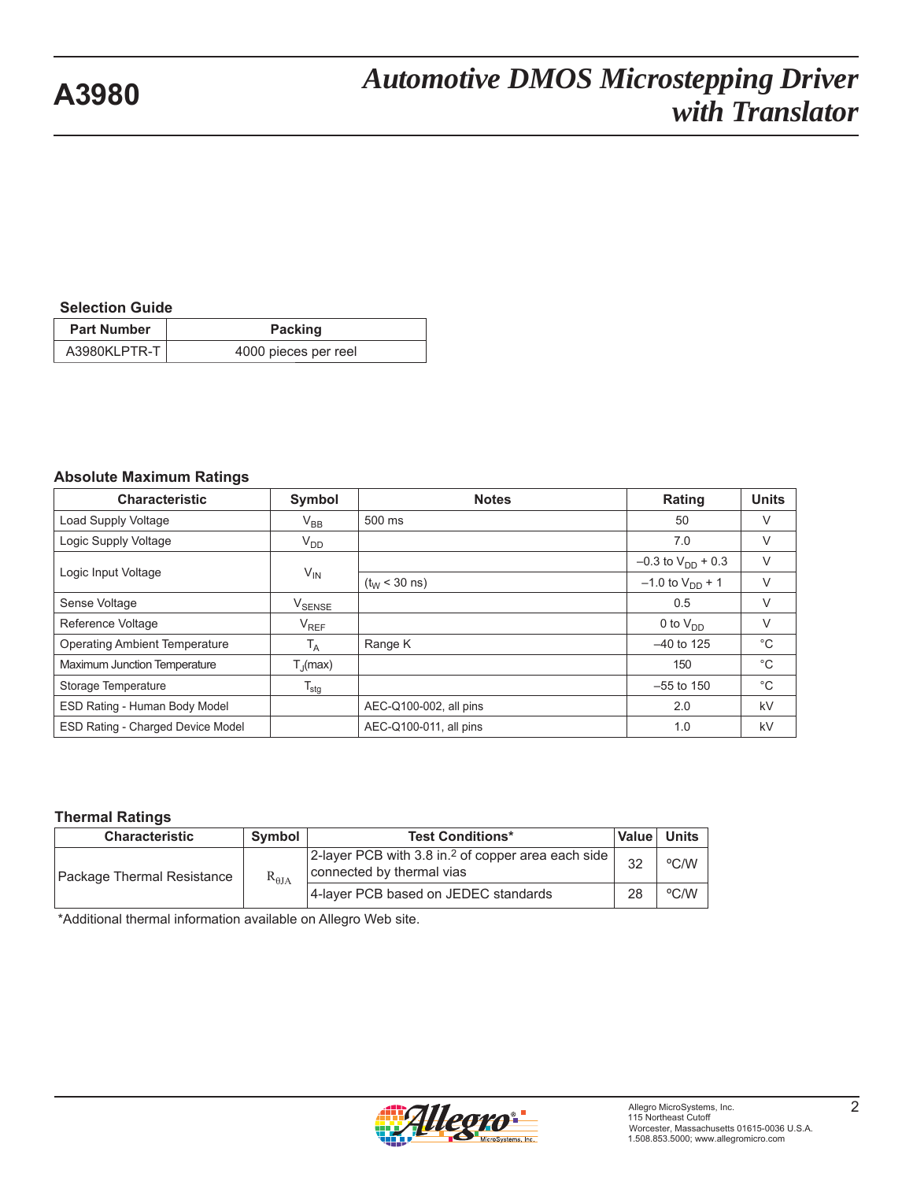### Selection Guide

| Part Number | Packing |
|---|---|
| A3980KLPTR-T | 4000 pieces per reel |

### Absolute Maximum Ratings

| Characteristic | Symbol | Notes | Rating | Units |
|---|---|---|---|---|
| Load Supply Voltage | $V_{BB}$ | 500 ms | 50 | V |
| Logic Supply Voltage | $V_{DD}$ | | 7.0 | V |
| Logic Input Voltage | $V_{IN}$ | | –0.3 to $V_{DD}$ + 0.3 | V |
| | | ($t_W$ < 30 ns) | –1.0 to $V_{DD}$ + 1 | V |
| Sense Voltage | $V_{SENSE}$ | | 0.5 | V |
| Reference Voltage | $V_{REF}$ | | 0 to $V_{DD}$ | V |
| Operating Ambient Temperature | $T_A$ | Range K | –40 to 125 | °C |
| Maximum Junction Temperature | $T_J$(max) | | 150 | °C |
| Storage Temperature | $T_{stg}$ | | –55 to 150 | °C |
| ESD Rating - Human Body Model | | AEC-Q100-002, all pins | 2.0 | kV |
| ESD Rating - Charged Device Model | | AEC-Q100-011, all pins | 1.0 | kV |

### Thermal Ratings

| Characteristic | Symbol | Test Conditions* | Value | Units |
|---|---|---|---|---|
| Package Thermal Resistance | $R_{\theta JA}$ | 2-layer PCB with 3.8 in.[2] of copper area each side connected by thermal vias | 32 | ºC/W |
| | | 4-layer PCB based on JEDEC standards | 28 | ºC/W |

*Additional thermal information available on Allegro Web site.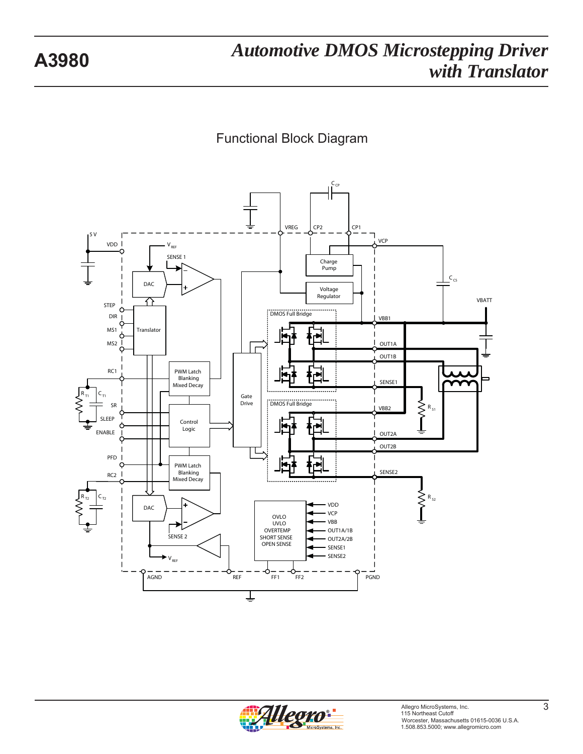## Functional Block Diagram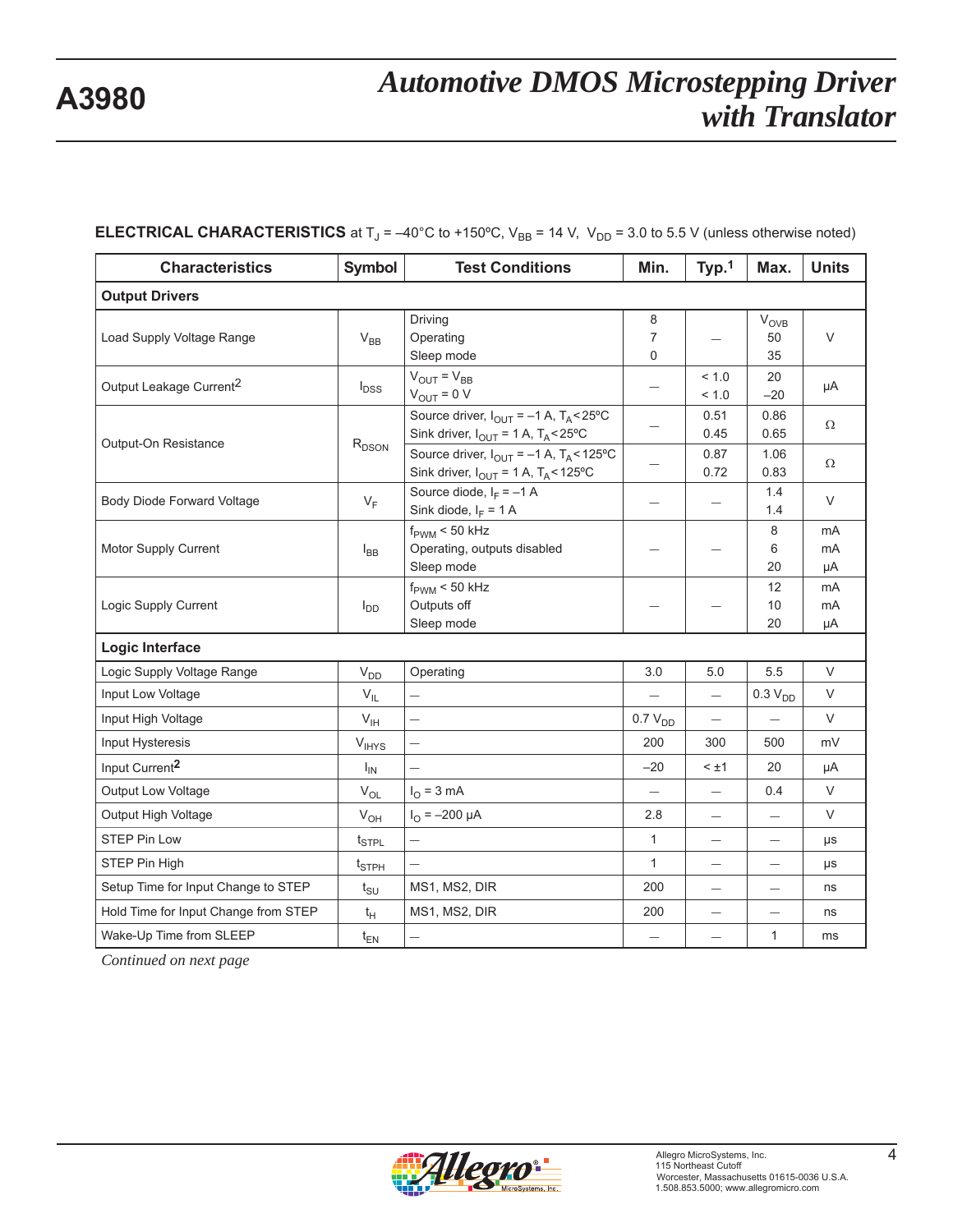**ELECTRICAL CHARACTERISTICS** at $T_J$ = –40°C to +150ºC, $V_{BB}$ = 14 V, $V_{DD}$ = 3.0 to 5.5 V (unless otherwise noted)

| Characteristics | Symbol | Test Conditions | Min. | Typ.[1] | Max. | Units |
|---|---|---|---|---|---|---|
| **Output Drivers** | | | | | | |
| Load Supply Voltage Range | $V_{BB}$ | Driving<br>Operating<br>Sleep mode | 8<br>7<br>0 | – | $V_{OVB}$<br>50<br>35 | V |
| Output Leakage Current[2] | $I_{DSS}$ | $V_{OUT} = V_{BB}$<br>$V_{OUT}$ = 0 V | – | < 1.0<br>< 1.0 | 20<br>–20 | μA |
| Output-On Resistance | $R_{DSON}$ | Source driver, $I_{OUT}$ = –1 A, $T_A$ < 25ºC<br>Sink driver, $I_{OUT}$ = 1 A, $T_A$ < 25ºC | – | 0.51<br>0.45 | 0.86<br>0.65 | Ω |
| | | Source driver, $I_{OUT}$ = –1 A, $T_A$ < 125ºC<br>Sink driver, $I_{OUT}$ = 1 A, $T_A$ < 125ºC | – | 0.87<br>0.72 | 1.06<br>0.83 | Ω |
| Body Diode Forward Voltage | $V_F$ | Source diode, $I_F$ = –1 A<br>Sink diode, $I_F$ = 1 A | – | – | 1.4<br>1.4 | V |
| Motor Supply Current | $I_{BB}$ | $f_{PWM}$ < 50 kHz<br>Operating, outputs disabled<br>Sleep mode | – | – | 8<br>6<br>20 | mA<br>mA<br>μA |
| Logic Supply Current | $I_{DD}$ | $f_{PWM}$ < 50 kHz<br>Outputs off<br>Sleep mode | – | – | 12<br>10<br>20 | mA<br>mA<br>μA |
| **Logic Interface** | | | | | | |
| Logic Supply Voltage Range | $V_{DD}$ | Operating | 3.0 | 5.0 | 5.5 | V |
| Input Low Voltage | $V_{IL}$ | – | – | – | 0.3 $V_{DD}$ | V |
| Input High Voltage | $V_{IH}$ | – | 0.7 $V_{DD}$ | – | – | V |
| Input Hysteresis | $V_{IHYS}$ | – | 200 | 300 | 500 | mV |
| Input Current[2] | $I_{IN}$ | – | –20 | < ±1 | 20 | μA |
| Output Low Voltage | $V_{OL}$ | $I_O$ = 3 mA | – | – | 0.4 | V |
| Output High Voltage | $V_{OH}$ | $I_O$ = –200 μA | 2.8 | – | – | V |
| STEP Pin Low | $t_{STPL}$ | – | 1 | – | – | μs |
| STEP Pin High | $t_{STPH}$ | – | 1 | – | – | μs |
| Setup Time for Input Change to STEP | $t_{SU}$ | MS1, MS2, DIR | 200 | – | – | ns |
| Hold Time for Input Change from STEP | $t_H$ | MS1, MS2, DIR | 200 | – | – | ns |
| Wake-Up Time from SLEEP | $t_{EN}$ | – | – | – | 1 | ms |

*Continued on next page*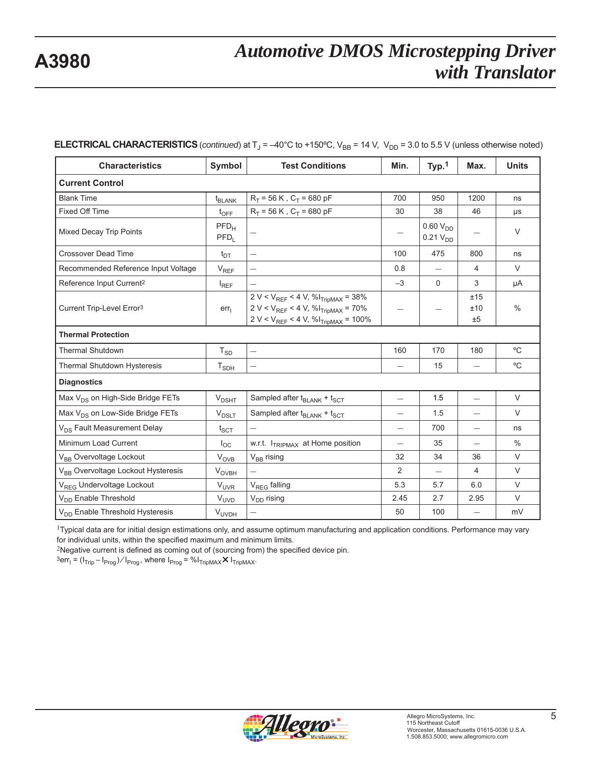**ELECTRICAL CHARACTERISTICS** (*continued*) at $T_J$ = –40°C to +150ºC, $V_{BB}$ = 14 V, $V_{DD}$ = 3.0 to 5.5 V (unless otherwise noted)

| Characteristics | Symbol | Test Conditions | Min. | Typ.[1] | Max. | Units |
|---|---|---|---|---|---|---|
| **Current Control** | | | | | | |
| Blank Time | $t_{BLANK}$ | $R_T$ = 56 K , $C_T$ = 680 pF | 700 | 950 | 1200 | ns |
| Fixed Off Time | $t_{OFF}$ | $R_T$ = 56 K , $C_T$ = 680 pF | 30 | 38 | 46 | μs |
| Mixed Decay Trip Points | $PFD_H$<br>$PFD_L$ | — | — | 0.60 $V_{DD}$<br>0.21 $V_{DD}$ | — | V |
| Crossover Dead Time | $t_{DT}$ | — | 100 | 475 | 800 | ns |
| Recommended Reference Input Voltage | $V_{REF}$ | — | 0.8 | — | 4 | V |
| Reference Input Current[2] | $I_{REF}$ | — | –3 | 0 | 3 | μA |
| Current Trip-Level Error[3] | $err_I$ | 2 V < $V_{REF}$ < 4 V, $\%I_{TripMAX}$ = 38%<br>2 V < $V_{REF}$ < 4 V, $\%I_{TripMAX}$ = 70%<br>2 V < $V_{REF}$ < 4 V, $\%I_{TripMAX}$ = 100% | — | — | ±15<br>±10<br>±5 | % |
| **Thermal Protection** | | | | | | |
| Thermal Shutdown | $T_{SD}$ | — | 160 | 170 | 180 | ºC |
| Thermal Shutdown Hysteresis | $T_{SDH}$ | — | — | 15 | — | ºC |
| **Diagnostics** | | | | | | |
| Max $V_{DS}$ on High-Side Bridge FETs | $V_{DSHT}$ | Sampled after $t_{BLANK}$ + $t_{SCT}$ | — | 1.5 | — | V |
| Max $V_{DS}$ on Low-Side Bridge FETs | $V_{DSLT}$ | Sampled after $t_{BLANK}$ + $t_{SCT}$ | — | 1.5 | — | V |
| $V_{DS}$ Fault Measurement Delay | $t_{SCT}$ | — | — | 700 | — | ns |
| Minimum Load Current | $I_{OC}$ | w.r.t. $I_{TRIPMAX}$ at Home position | — | 35 | — | % |
| $V_{BB}$ Overvoltage Lockout | $V_{OVB}$ | $V_{BB}$ rising | 32 | 34 | 36 | V |
| $V_{BB}$ Overvoltage Lockout Hysteresis | $V_{OVBH}$ | — | 2 | — | 4 | V |
| $V_{REG}$ Undervoltage Lockout | $V_{UVR}$ | $V_{REG}$ falling | 5.3 | 5.7 | 6.0 | V |
| $V_{DD}$ Enable Threshold | $V_{UVD}$ | $V_{DD}$ rising | 2.45 | 2.7 | 2.95 | V |
| $V_{DD}$ Enable Threshold Hysteresis | $V_{UVDH}$ | — | 50 | 100 | — | mV |

[1]Typical data are for initial design estimations only, and assume optimum manufacturing and application conditions. Performance may vary for individual units, within the specified maximum and minimum limits.

[2]Negative current is defined as coming out of (sourcing from) the specified device pin.

[3]$err_I = (I_{Trip} - I_{Prog}) / I_{Prog}$, where $I_{Prog} = \%I_{TripMAX} \times I_{TripMAX}$.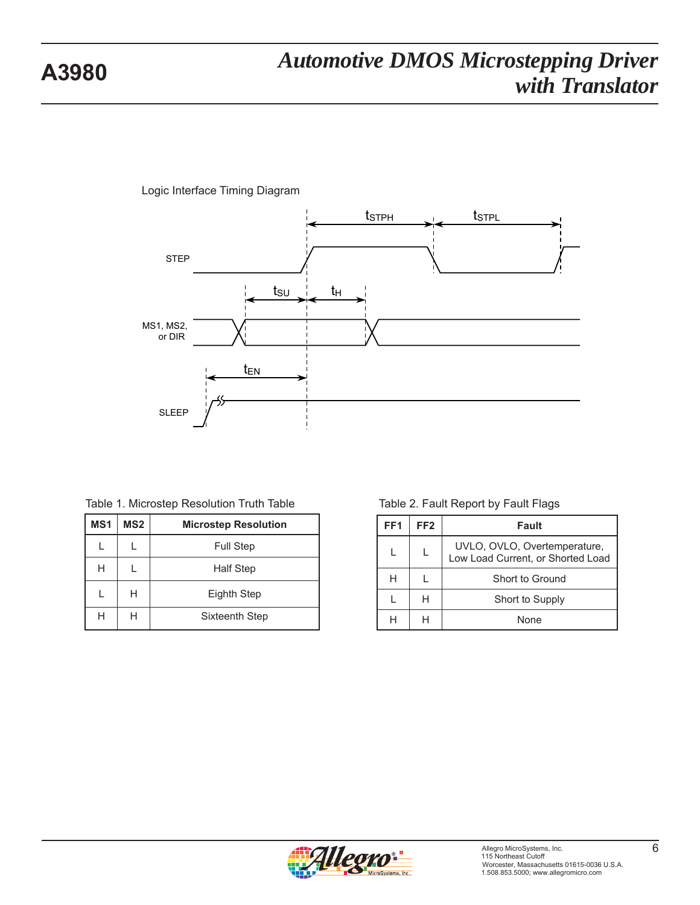Logic Interface Timing Diagram

Table 1. Microstep Resolution Truth Table

| MS1 | MS2 | Microstep Resolution |
|---|---|---|
| L | L | Full Step |
| H | L | Half Step |
| L | H | Eighth Step |
| H | H | Sixteenth Step |

Table 2. Fault Report by Fault Flags

| FF1 | FF2 | Fault |
|---|---|---|
| L | L | UVLO, OVLO, Overtemperature, Low Load Current, or Shorted Load |
| H | L | Short to Ground |
| L | H | Short to Supply |
| H | H | None |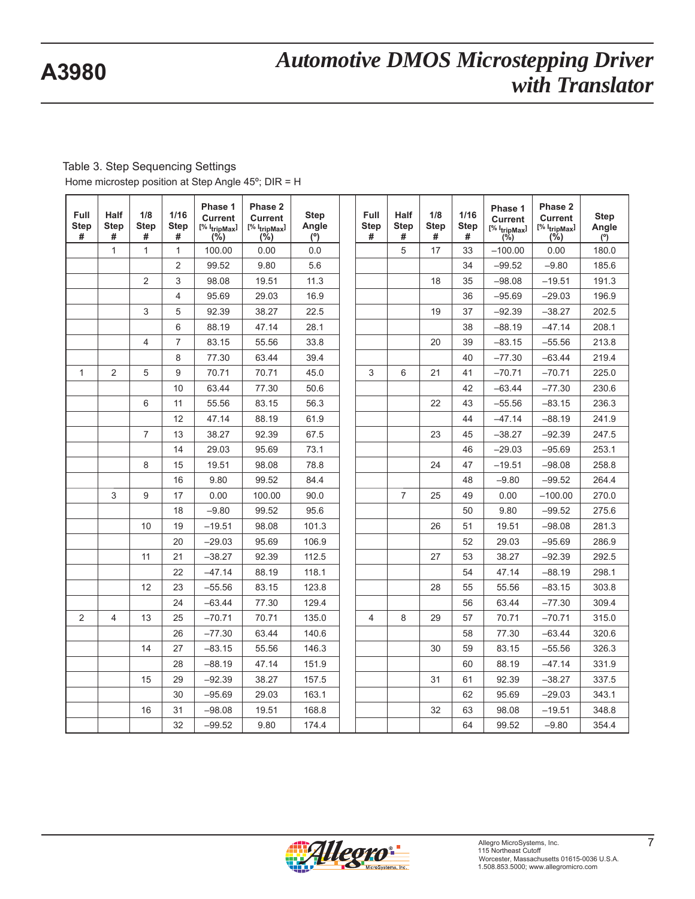Table 3. Step Sequencing Settings

Home microstep position at Step Angle 45º; DIR = H

| Full Step # | Half Step # | 1/8 Step # | 1/16 Step # | Phase 1 Current [% $I_{tripMax}$] (%) | Phase 2 Current [% $I_{tripMax}$] (%) | Step Angle (º) | | Full Step # | Half Step # | 1/8 Step # | 1/16 Step # | Phase 1 Current [% $I_{tripMax}$] (%) | Phase 2 Current [% $I_{tripMax}$] (%) | Step Angle (º) |
|---|---|---|---|---|---|---|---|---|---|---|---|---|---|---|
| | 1 | 1 | 1 | 100.00 | 0.00 | 0.0 | | | 5 | 17 | 33 | –100.00 | 0.00 | 180.0 |
| | | | 2 | 99.52 | 9.80 | 5.6 | | | | | 34 | –99.52 | –9.80 | 185.6 |
| | | 2 | 3 | 98.08 | 19.51 | 11.3 | | | | 18 | 35 | –98.08 | –19.51 | 191.3 |
| | | | 4 | 95.69 | 29.03 | 16.9 | | | | | 36 | –95.69 | –29.03 | 196.9 |
| | | 3 | 5 | 92.39 | 38.27 | 22.5 | | | | 19 | 37 | –92.39 | –38.27 | 202.5 |
| | | | 6 | 88.19 | 47.14 | 28.1 | | | | | 38 | –88.19 | –47.14 | 208.1 |
| | | 4 | 7 | 83.15 | 55.56 | 33.8 | | | | 20 | 39 | –83.15 | –55.56 | 213.8 |
| | | | 8 | 77.30 | 63.44 | 39.4 | | | | | 40 | –77.30 | –63.44 | 219.4 |
| 1 | 2 | 5 | 9 | 70.71 | 70.71 | 45.0 | | 3 | 6 | 21 | 41 | –70.71 | –70.71 | 225.0 |
| | | | 10 | 63.44 | 77.30 | 50.6 | | | | | 42 | –63.44 | –77.30 | 230.6 |
| | | 6 | 11 | 55.56 | 83.15 | 56.3 | | | | 22 | 43 | –55.56 | –83.15 | 236.3 |
| | | | 12 | 47.14 | 88.19 | 61.9 | | | | | 44 | –47.14 | –88.19 | 241.9 |
| | | 7 | 13 | 38.27 | 92.39 | 67.5 | | | | 23 | 45 | –38.27 | –92.39 | 247.5 |
| | | | 14 | 29.03 | 95.69 | 73.1 | | | | | 46 | –29.03 | –95.69 | 253.1 |
| | | 8 | 15 | 19.51 | 98.08 | 78.8 | | | | 24 | 47 | –19.51 | –98.08 | 258.8 |
| | | | 16 | 9.80 | 99.52 | 84.4 | | | | | 48 | –9.80 | –99.52 | 264.4 |
| | 3 | 9 | 17 | 0.00 | 100.00 | 90.0 | | | 7 | 25 | 49 | 0.00 | –100.00 | 270.0 |
| | | | 18 | –9.80 | 99.52 | 95.6 | | | | | 50 | 9.80 | –99.52 | 275.6 |
| | | 10 | 19 | –19.51 | 98.08 | 101.3 | | | | 26 | 51 | 19.51 | –98.08 | 281.3 |
| | | | 20 | –29.03 | 95.69 | 106.9 | | | | | 52 | 29.03 | –95.69 | 286.9 |
| | | 11 | 21 | –38.27 | 92.39 | 112.5 | | | | 27 | 53 | 38.27 | –92.39 | 292.5 |
| | | | 22 | –47.14 | 88.19 | 118.1 | | | | | 54 | 47.14 | –88.19 | 298.1 |
| | | 12 | 23 | –55.56 | 83.15 | 123.8 | | | | 28 | 55 | 55.56 | –83.15 | 303.8 |
| | | | 24 | –63.44 | 77.30 | 129.4 | | | | | 56 | 63.44 | –77.30 | 309.4 |
| 2 | 4 | 13 | 25 | –70.71 | 70.71 | 135.0 | | 4 | 8 | 29 | 57 | 70.71 | –70.71 | 315.0 |
| | | | 26 | –77.30 | 63.44 | 140.6 | | | | | 58 | 77.30 | –63.44 | 320.6 |
| | | 14 | 27 | –83.15 | 55.56 | 146.3 | | | | 30 | 59 | 83.15 | –55.56 | 326.3 |
| | | | 28 | –88.19 | 47.14 | 151.9 | | | | | 60 | 88.19 | –47.14 | 331.9 |
| | | 15 | 29 | –92.39 | 38.27 | 157.5 | | | | 31 | 61 | 92.39 | –38.27 | 337.5 |
| | | | 30 | –95.69 | 29.03 | 163.1 | | | | | 62 | 95.69 | –29.03 | 343.1 |
| | | 16 | 31 | –98.08 | 19.51 | 168.8 | | | | 32 | 63 | 98.08 | –19.51 | 348.8 |
| | | | 32 | –99.52 | 9.80 | 174.4 | | | | | 64 | 99.52 | –9.80 | 354.4 |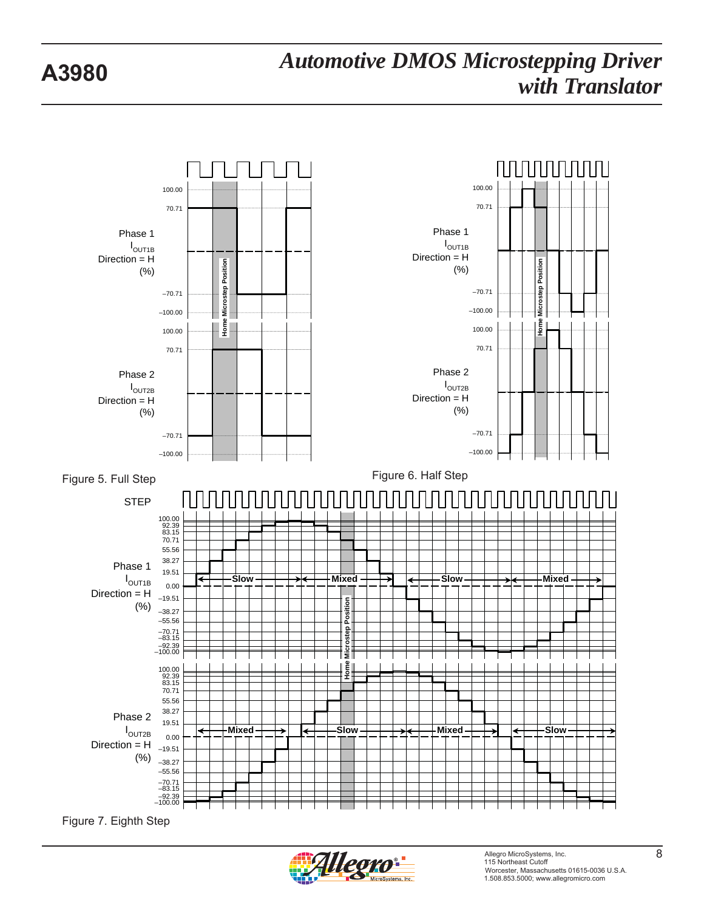Figure 5. Full Step

Figure 6. Half Step

Figure 7. Eighth Step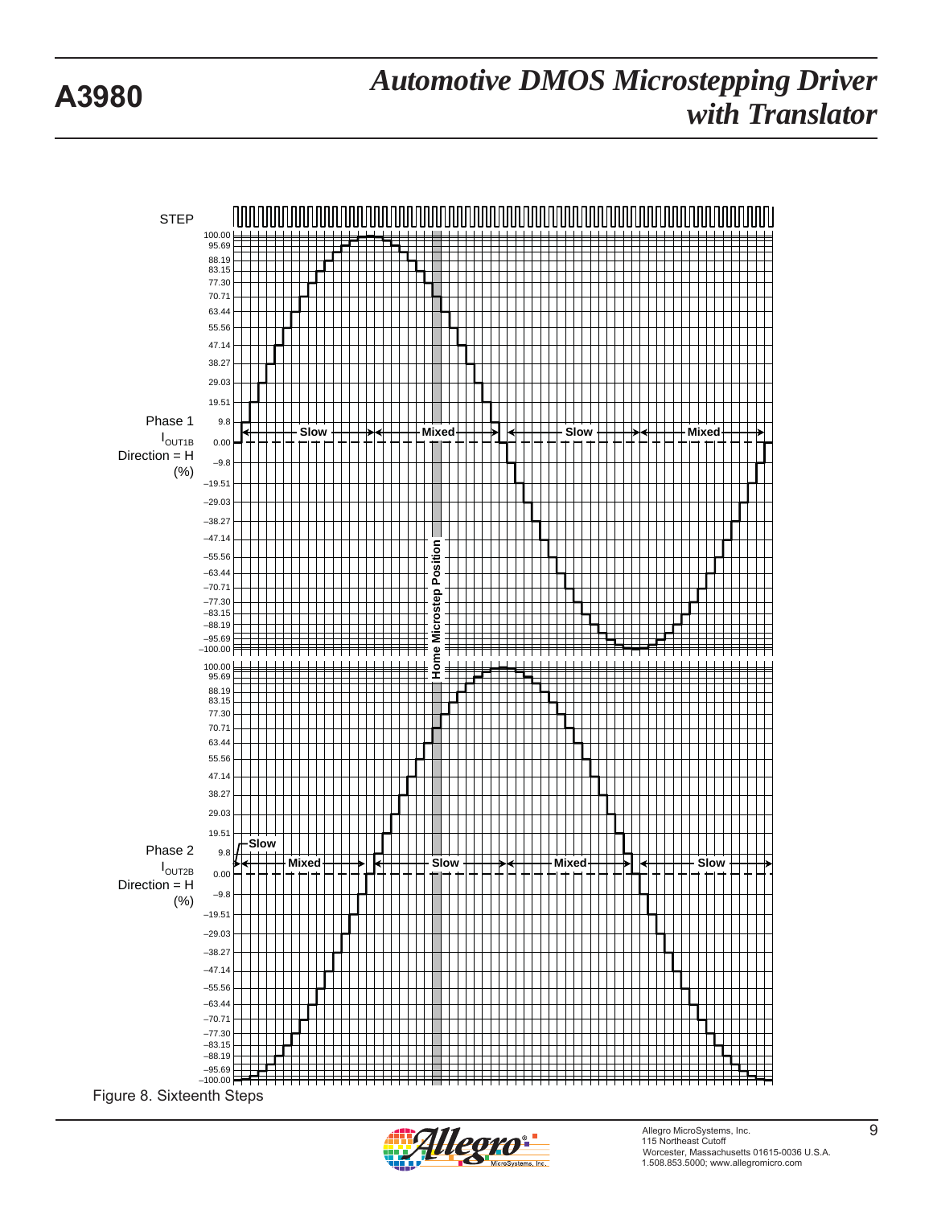Figure 8. Sixteenth Steps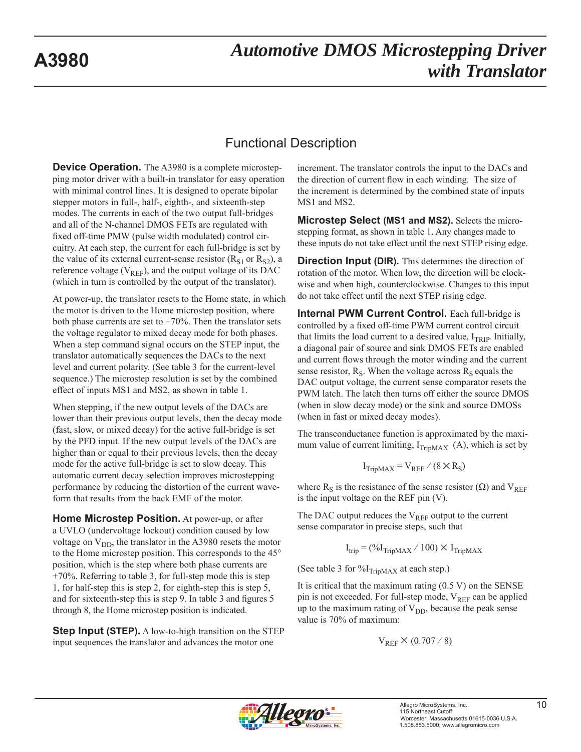## Functional Description

**Device Operation.** The A3980 is a complete microstepping motor driver with a built-in translator for easy operation with minimal control lines. It is designed to operate bipolar stepper motors in full-, half-, eighth-, and sixteenth-step modes. The currents in each of the two output full-bridges and all of the N-channel DMOS FETs are regulated with fixed off-time PMW (pulse width modulated) control circuitry. At each step, the current for each full-bridge is set by the value of its external current-sense resistor ($R_{S1}$ or $R_{S2}$), a reference voltage ($V_{REF}$), and the output voltage of its DAC (which in turn is controlled by the output of the translator).

At power-up, the translator resets to the Home state, in which the motor is driven to the Home microstep position, where both phase currents are set to +70%. Then the translator sets the voltage regulator to mixed decay mode for both phases. When a step command signal occurs on the STEP input, the translator automatically sequences the DACs to the next level and current polarity. (See table 3 for the current-level sequence.) The microstep resolution is set by the combined effect of inputs MS1 and MS2, as shown in table 1.

When stepping, if the new output levels of the DACs are lower than their previous output levels, then the decay mode (fast, slow, or mixed decay) for the active full-bridge is set by the PFD input. If the new output levels of the DACs are higher than or equal to their previous levels, then the decay mode for the active full-bridge is set to slow decay. This automatic current decay selection improves microstepping performance by reducing the distortion of the current waveform that results from the back EMF of the motor.

**Home Microstep Position.** At power-up, or after a UVLO (undervoltage lockout) condition caused by low voltage on $V_{DD}$, the translator in the A3980 resets the motor to the Home microstep position. This corresponds to the 45° position, which is the step where both phase currents are +70%. Referring to table 3, for full-step mode this is step 1, for half-step this is step 2, for eighth-step this is step 5, and for sixteenth-step this is step 9. In table 3 and figures 5 through 8, the Home microstep position is indicated.

**Step Input (STEP).** A low-to-high transition on the STEP input sequences the translator and advances the motor one increment. The translator controls the input to the DACs and the direction of current flow in each winding. The size of the increment is determined by the combined state of inputs MS1 and MS2.

**Microstep Select (MS1 and MS2).** Selects the microstepping format, as shown in table 1. Any changes made to these inputs do not take effect until the next STEP rising edge.

**Direction Input (DIR).** This determines the direction of rotation of the motor. When low, the direction will be clockwise and when high, counterclockwise. Changes to this input do not take effect until the next STEP rising edge.

**Internal PWM Current Control.** Each full-bridge is controlled by a fixed off-time PWM current control circuit that limits the load current to a desired value, $I_{TRIP}$. Initially, a diagonal pair of source and sink DMOS FETs are enabled and current flows through the motor winding and the current sense resistor, $R_S$. When the voltage across $R_S$ equals the DAC output voltage, the current sense comparator resets the PWM latch. The latch then turns off either the source DMOS (when in slow decay mode) or the sink and source DMOSs (when in fast or mixed decay modes).

The transconductance function is approximated by the maximum value of current limiting, $I_{TripMAX}$ (A), which is set by

$$I_{TripMAX} = V_{REF} / (8 \times R_S)$$

where $R_S$ is the resistance of the sense resistor (Ω) and $V_{REF}$ is the input voltage on the REF pin (V).

The DAC output reduces the $V_{REF}$ output to the current sense comparator in precise steps, such that

$$I_{trip} = (\%I_{TripMAX} / 100) \times I_{TripMAX}$$

(See table 3 for $\%I_{TripMAX}$ at each step.)

It is critical that the maximum rating (0.5 V) on the SENSE pin is not exceeded. For full-step mode, $V_{REF}$ can be applied up to the maximum rating of $V_{DD}$, because the peak sense value is 70% of maximum:

$$V_{REF} \times (0.707 / 8)$$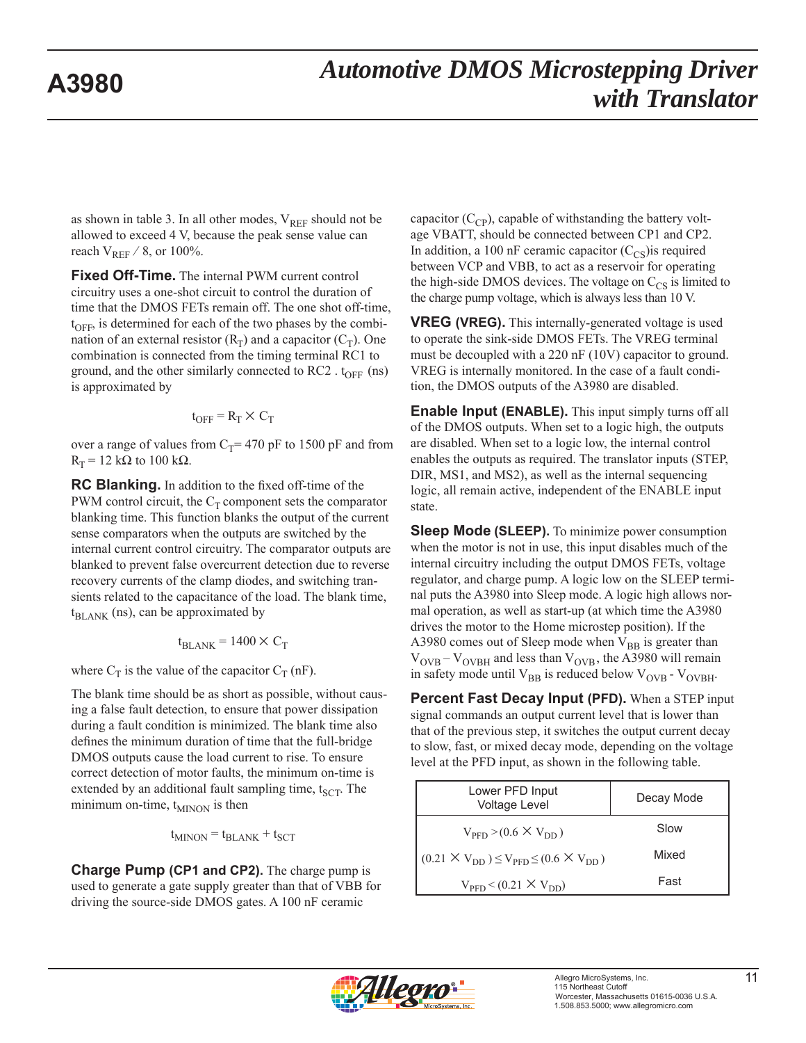as shown in table 3. In all other modes, $V_{REF}$ should not be allowed to exceed 4 V, because the peak sense value can reach $V_{REF}$ / 8, or 100%.

**Fixed Off-Time.** The internal PWM current control circuitry uses a one-shot circuit to control the duration of time that the DMOS FETs remain off. The one shot off-time, $t_{OFF}$, is determined for each of the two phases by the combination of an external resistor ($R_T$) and a capacitor ($C_T$). One combination is connected from the timing terminal RC1 to ground, and the other similarly connected to RC2 . $t_{OFF}$ (ns) is approximated by

$$t_{OFF} = R_T \times C_T$$

over a range of values from $C_T$= 470 pF to 1500 pF and from $R_T$ = 12 kΩ to 100 kΩ.

**RC Blanking.** In addition to the fixed off-time of the PWM control circuit, the $C_T$ component sets the comparator blanking time. This function blanks the output of the current sense comparators when the outputs are switched by the internal current control circuitry. The comparator outputs are blanked to prevent false overcurrent detection due to reverse recovery currents of the clamp diodes, and switching transients related to the capacitance of the load. The blank time, $t_{BLANK}$ (ns), can be approximated by

$$t_{BLANK} = 1400 \times C_T$$

where $C_T$ is the value of the capacitor $C_T$ (nF).

The blank time should be as short as possible, without causing a false fault detection, to ensure that power dissipation during a fault condition is minimized. The blank time also defines the minimum duration of time that the full-bridge DMOS outputs cause the load current to rise. To ensure correct detection of motor faults, the minimum on-time is extended by an additional fault sampling time, $t_{SCT}$. The minimum on-time, $t_{MINON}$ is then

$$t_{MINON} = t_{BLANK} + t_{SCT}$$

**Charge Pump (CP1 and CP2).** The charge pump is used to generate a gate supply greater than that of VBB for driving the source-side DMOS gates. A 100 nF ceramic capacitor ($C_{CP}$), capable of withstanding the battery voltage VBATT, should be connected between CP1 and CP2. In addition, a 100 nF ceramic capacitor ($C_{CS}$)is required between VCP and VBB, to act as a reservoir for operating the high-side DMOS devices. The voltage on $C_{CS}$ is limited to the charge pump voltage, which is always less than 10 V.

**VREG (VREG).** This internally-generated voltage is used to operate the sink-side DMOS FETs. The VREG terminal must be decoupled with a 220 nF (10V) capacitor to ground. VREG is internally monitored. In the case of a fault condition, the DMOS outputs of the A3980 are disabled.

**Enable Input (ENABLE).** This input simply turns off all of the DMOS outputs. When set to a logic high, the outputs are disabled. When set to a logic low, the internal control enables the outputs as required. The translator inputs (STEP, DIR, MS1, and MS2), as well as the internal sequencing logic, all remain active, independent of the ENABLE input state.

**Sleep Mode (SLEEP).** To minimize power consumption when the motor is not in use, this input disables much of the internal circuitry including the output DMOS FETs, voltage regulator, and charge pump. A logic low on the SLEEP terminal puts the A3980 into Sleep mode. A logic high allows normal operation, as well as start-up (at which time the A3980 drives the motor to the Home microstep position). If the A3980 comes out of Sleep mode when $V_{BB}$ is greater than $V_{OVB} – V_{OVBH}$ and less than $V_{OVB}$, the A3980 will remain in safety mode until $V_{BB}$ is reduced below $V_{OVB} - V_{OVBH}$.

**Percent Fast Decay Input (PFD).** When a STEP input signal commands an output current level that is lower than that of the previous step, it switches the output current decay to slow, fast, or mixed decay mode, depending on the voltage level at the PFD input, as shown in the following table.

| Lower PFD Input Voltage Level | Decay Mode |
|---|---|
| $V_{PFD} > (0.6 \times V_{DD})$ | Slow |
| $(0.21 \times V_{DD}) \le V_{PFD} \le (0.6 \times V_{DD})$ | Mixed |
| $V_{PFD} < (0.21 \times V_{DD})$ | Fast |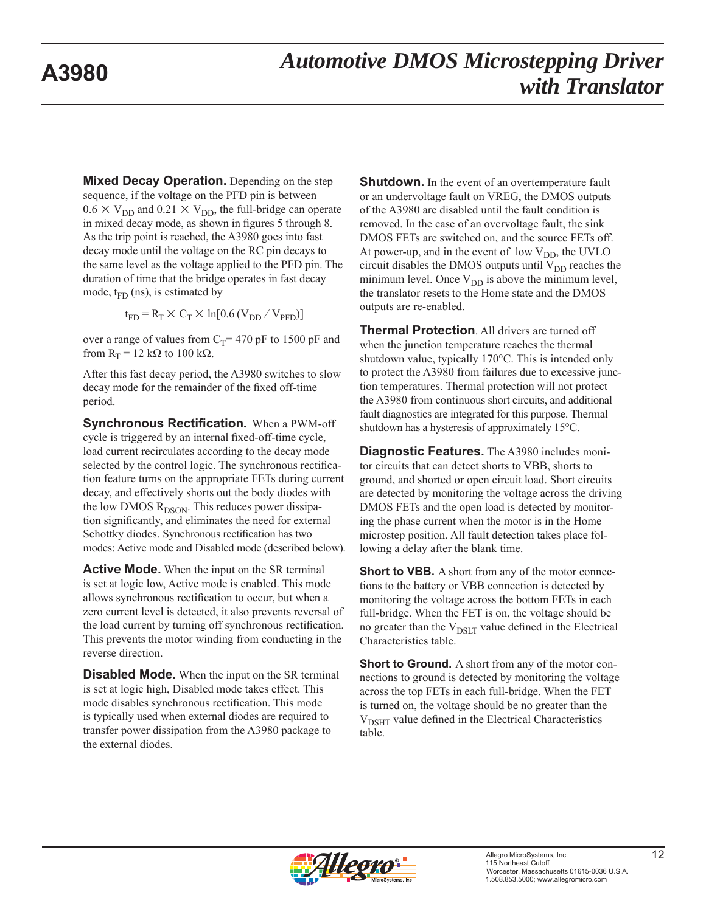**Mixed Decay Operation.** Depending on the step sequence, if the voltage on the PFD pin is between $0.6 \times V_{DD}$ and $0.21 \times V_{DD}$, the full-bridge can operate in mixed decay mode, as shown in figures 5 through 8. As the trip point is reached, the A3980 goes into fast decay mode until the voltage on the RC pin decays to the same level as the voltage applied to the PFD pin. The duration of time that the bridge operates in fast decay mode, $t_{FD}$ (ns), is estimated by

$$t_{FD} = R_T \times C_T \times \ln[0.6\,(V_{DD} / V_{PFD})]$$

over a range of values from $C_T$= 470 pF to 1500 pF and from $R_T$ = 12 kΩ to 100 kΩ.

After this fast decay period, the A3980 switches to slow decay mode for the remainder of the fixed off-time period.

**Synchronous Rectification.** When a PWM-off cycle is triggered by an internal fixed-off-time cycle, load current recirculates according to the decay mode selected by the control logic. The synchronous rectification feature turns on the appropriate FETs during current decay, and effectively shorts out the body diodes with the low DMOS $R_{DSON}$. This reduces power dissipation significantly, and eliminates the need for external Schottky diodes. Synchronous rectification has two modes: Active mode and Disabled mode (described below).

**Active Mode.** When the input on the SR terminal is set at logic low, Active mode is enabled. This mode allows synchronous rectification to occur, but when a zero current level is detected, it also prevents reversal of the load current by turning off synchronous rectification. This prevents the motor winding from conducting in the reverse direction.

**Disabled Mode.** When the input on the SR terminal is set at logic high, Disabled mode takes effect. This mode disables synchronous rectification. This mode is typically used when external diodes are required to transfer power dissipation from the A3980 package to the external diodes.

**Shutdown.** In the event of an overtemperature fault or an undervoltage fault on VREG, the DMOS outputs of the A3980 are disabled until the fault condition is removed. In the case of an overvoltage fault, the sink DMOS FETs are switched on, and the source FETs off. At power-up, and in the event of low $V_{DD}$, the UVLO circuit disables the DMOS outputs until $V_{DD}$ reaches the minimum level. Once $V_{DD}$ is above the minimum level, the translator resets to the Home state and the DMOS outputs are re-enabled.

**Thermal Protection**. All drivers are turned off when the junction temperature reaches the thermal shutdown value, typically 170°C. This is intended only to protect the A3980 from failures due to excessive junction temperatures. Thermal protection will not protect the A3980 from continuous short circuits, and additional fault diagnostics are integrated for this purpose. Thermal shutdown has a hysteresis of approximately 15°C.

**Diagnostic Features.** The A3980 includes monitor circuits that can detect shorts to VBB, shorts to ground, and shorted or open circuit load. Short circuits are detected by monitoring the voltage across the driving DMOS FETs and the open load is detected by monitoring the phase current when the motor is in the Home microstep position. All fault detection takes place following a delay after the blank time.

**Short to VBB.** A short from any of the motor connections to the battery or VBB connection is detected by monitoring the voltage across the bottom FETs in each full-bridge. When the FET is on, the voltage should be no greater than the $V_{DSLT}$ value defined in the Electrical Characteristics table.

**Short to Ground.** A short from any of the motor connections to ground is detected by monitoring the voltage across the top FETs in each full-bridge. When the FET is turned on, the voltage should be no greater than the $V_{DSHT}$ value defined in the Electrical Characteristics table.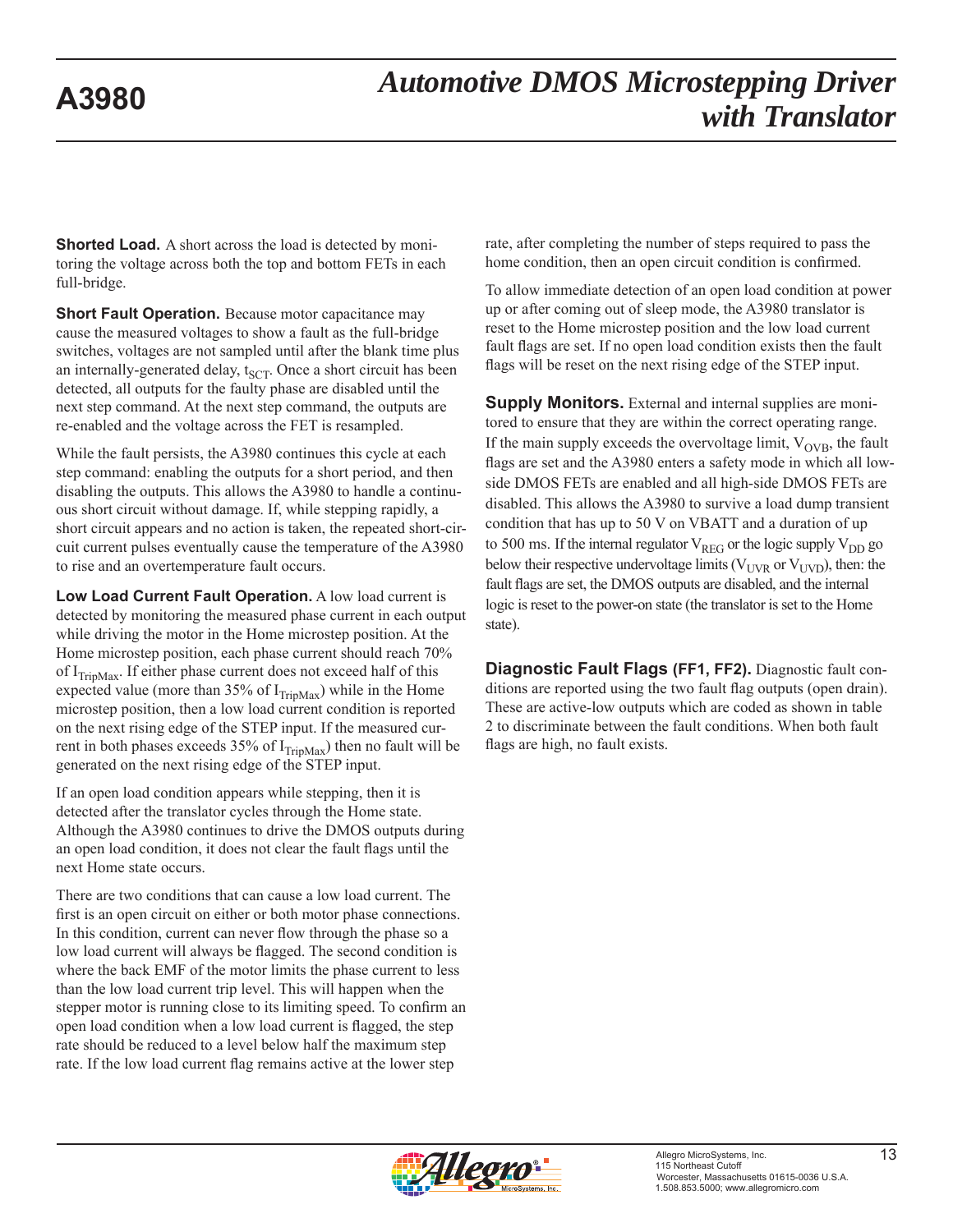**Shorted Load.** A short across the load is detected by monitoring the voltage across both the top and bottom FETs in each full-bridge.

**Short Fault Operation.** Because motor capacitance may cause the measured voltages to show a fault as the full-bridge switches, voltages are not sampled until after the blank time plus an internally-generated delay, $t_{SCT}$. Once a short circuit has been detected, all outputs for the faulty phase are disabled until the next step command. At the next step command, the outputs are re-enabled and the voltage across the FET is resampled.

While the fault persists, the A3980 continues this cycle at each step command: enabling the outputs for a short period, and then disabling the outputs. This allows the A3980 to handle a continuous short circuit without damage. If, while stepping rapidly, a short circuit appears and no action is taken, the repeated short-circuit current pulses eventually cause the temperature of the A3980 to rise and an overtemperature fault occurs.

**Low Load Current Fault Operation.** A low load current is detected by monitoring the measured phase current in each output while driving the motor in the Home microstep position. At the Home microstep position, each phase current should reach 70% of $I_{TripMax}$. If either phase current does not exceed half of this expected value (more than 35% of $I_{TripMax}$) while in the Home microstep position, then a low load current condition is reported on the next rising edge of the STEP input. If the measured current in both phases exceeds 35% of $I_{TripMax}$) then no fault will be generated on the next rising edge of the STEP input.

If an open load condition appears while stepping, then it is detected after the translator cycles through the Home state. Although the A3980 continues to drive the DMOS outputs during an open load condition, it does not clear the fault flags until the next Home state occurs.

There are two conditions that can cause a low load current. The first is an open circuit on either or both motor phase connections. In this condition, current can never flow through the phase so a low load current will always be flagged. The second condition is where the back EMF of the motor limits the phase current to less than the low load current trip level. This will happen when the stepper motor is running close to its limiting speed. To confirm an open load condition when a low load current is flagged, the step rate should be reduced to a level below half the maximum step rate. If the low load current flag remains active at the lower step rate, after completing the number of steps required to pass the home condition, then an open circuit condition is confirmed.

To allow immediate detection of an open load condition at power up or after coming out of sleep mode, the A3980 translator is reset to the Home microstep position and the low load current fault flags are set. If no open load condition exists then the fault flags will be reset on the next rising edge of the STEP input.

**Supply Monitors.** External and internal supplies are monitored to ensure that they are within the correct operating range. If the main supply exceeds the overvoltage limit, $V_{OVB}$, the fault flags are set and the A3980 enters a safety mode in which all low-side DMOS FETs are enabled and all high-side DMOS FETs are disabled. This allows the A3980 to survive a load dump transient condition that has up to 50 V on VBATT and a duration of up to 500 ms. If the internal regulator $V_{REG}$ or the logic supply $V_{DD}$ go below their respective undervoltage limits ($V_{UVR}$ or $V_{UVD}$), then: the fault flags are set, the DMOS outputs are disabled, and the internal logic is reset to the power-on state (the translator is set to the Home state).

**Diagnostic Fault Flags (FF1, FF2).** Diagnostic fault conditions are reported using the two fault flag outputs (open drain). These are active-low outputs which are coded as shown in table 2 to discriminate between the fault conditions. When both fault flags are high, no fault exists.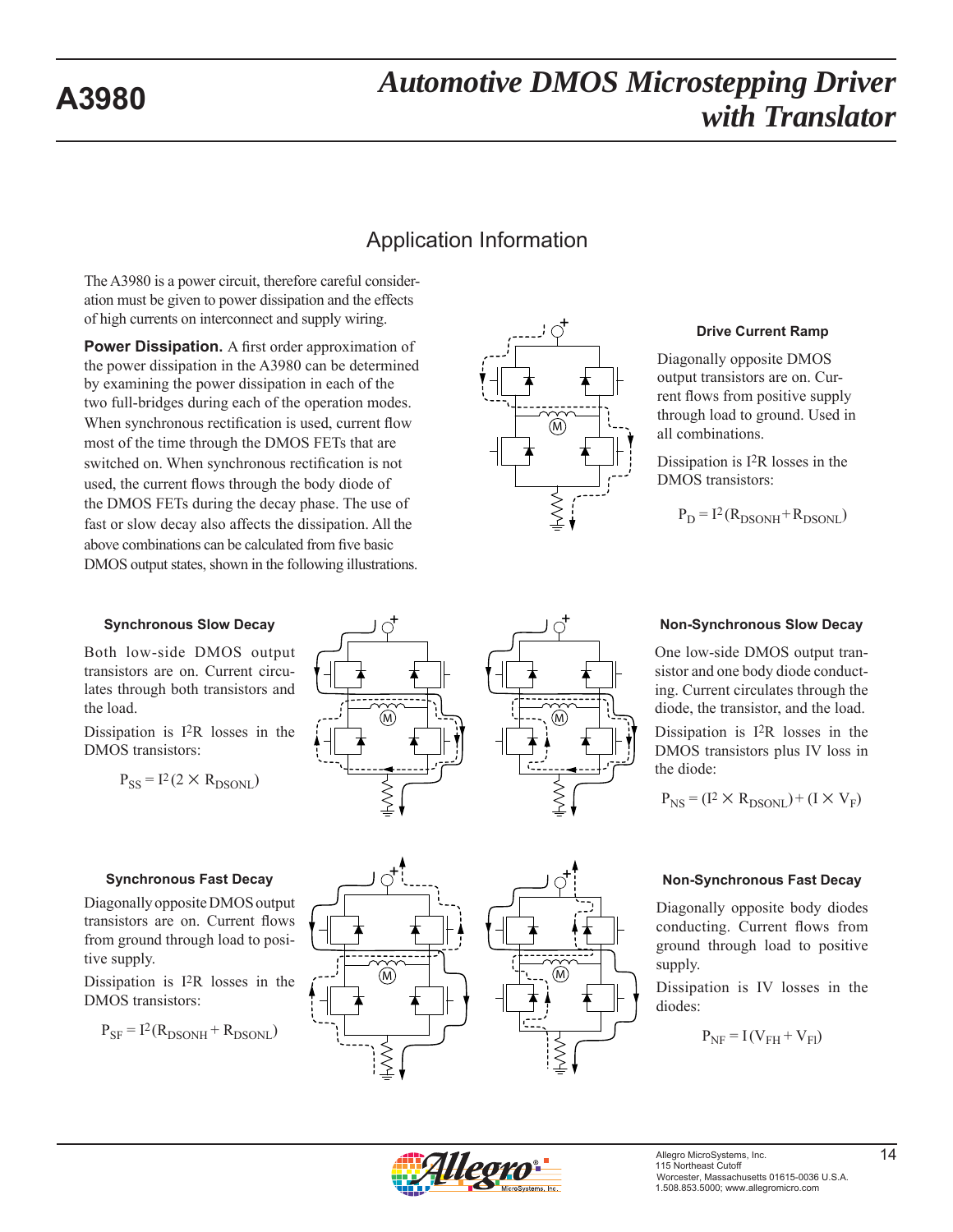## Application Information

The A3980 is a power circuit, therefore careful consideration must be given to power dissipation and the effects of high currents on interconnect and supply wiring.

**Power Dissipation.** A first order approximation of the power dissipation in the A3980 can be determined by examining the power dissipation in each of the two full-bridges during each of the operation modes. When synchronous rectification is used, current flow most of the time through the DMOS FETs that are switched on. When synchronous rectification is not used, the current flows through the body diode of the DMOS FETs during the decay phase. The use of fast or slow decay also affects the dissipation. All the above combinations can be calculated from five basic DMOS output states, shown in the following illustrations.

#### Drive Current Ramp

Diagonally opposite DMOS output transistors are on. Current flows from positive supply through load to ground. Used in all combinations.

Dissipation is $I^2R$ losses in the DMOS transistors:

$$P_D = I^2(R_{DSONH} + R_{DSONL})$$

#### Synchronous Slow Decay

Both low-side DMOS output transistors are on. Current circulates through both transistors and the load.

Dissipation is $I^2R$ losses in the DMOS transistors:

$$P_{SS} = I^2(2 \times R_{DSONL})$$

#### Non-Synchronous Slow Decay

One low-side DMOS output transistor and one body diode conducting. Current circulates through the diode, the transistor, and the load.

Dissipation is $I^2R$ losses in the DMOS transistors plus IV loss in the diode:

$$P_{NS} = (I^2 \times R_{DSONL}) + (I \times V_F)$$

#### Synchronous Fast Decay

Diagonally opposite DMOS output transistors are on. Current flows from ground through load to positive supply.

Dissipation is $I^2R$ losses in the DMOS transistors:

$$P_{SF} = I^2(R_{DSONH} + R_{DSONL})$$

#### Non-Synchronous Fast Decay

Diagonally opposite body diodes conducting. Current flows from ground through load to positive supply.

Dissipation is IV losses in the diodes:

$$P_{NF} = I(V_{FH} + V_{Fl})$$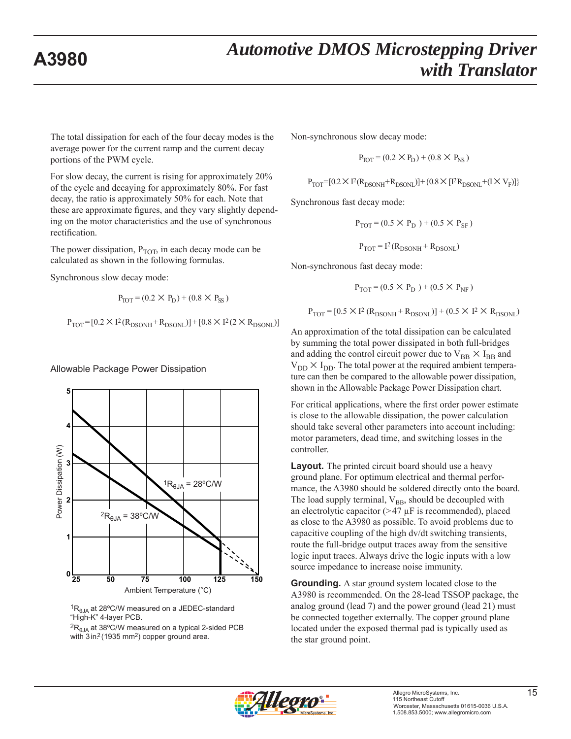The total dissipation for each of the four decay modes is the average power for the current ramp and the current decay portions of the PWM cycle.

For slow decay, the current is rising for approximately 20% of the cycle and decaying for approximately 80%. For fast decay, the ratio is approximately 50% for each. Note that these are approximate figures, and they vary slightly depending on the motor characteristics and the use of synchronous rectification.

The power dissipation, $P_{TOT}$, in each decay mode can be calculated as shown in the following formulas.

Synchronous slow decay mode:

$$P_{TOT} = (0.2 \times P_D) + (0.8 \times P_{SS})$$

$$P_{TOT} = [0.2 \times I^2(R_{DSONH} + R_{DSONL})] + [0.8 \times I^2(2 \times R_{DSONL})]$$

Allowable Package Power Dissipation

[1]$R_{\theta JA}$ at 28ºC/W measured on a JEDEC-standard "High-K" 4-layer PCB.

[2]$R_{\theta JA}$ at 38ºC/W measured on a typical 2-sided PCB with 3 in[2] (1935 mm[2]) copper ground area.

Non-synchronous slow decay mode:

$$P_{TOT} = (0.2 \times P_D) + (0.8 \times P_{NS})$$

$$P_{TOT} = [0.2 \times I^2(R_{DSONH} + R_{DSONL})] + \{0.8 \times [I^2 R_{DSONL} + (I \times V_F)]\}$$

Synchronous fast decay mode:

$$P_{TOT} = (0.5 \times P_D) + (0.5 \times P_{SF})$$

$$P_{TOT} = I^2(R_{DSONH} + R_{DSONL})$$

Non-synchronous fast decay mode:

$$P_{TOT} = (0.5 \times P_D) + (0.5 \times P_{NF})$$

$$P_{TOT} = [0.5 \times I^2(R_{DSONH} + R_{DSONL})] + (0.5 \times I^2 \times R_{DSONL})$$

An approximation of the total dissipation can be calculated by summing the total power dissipated in both full-bridges and adding the control circuit power due to $V_{BB} \times I_{BB}$ and $V_{DD} \times I_{DD}$. The total power at the required ambient temperature can then be compared to the allowable power dissipation, shown in the Allowable Package Power Dissipation chart.

For critical applications, where the first order power estimate is close to the allowable dissipation, the power calculation should take several other parameters into account including: motor parameters, dead time, and switching losses in the controller.

**Layout.** The printed circuit board should use a heavy ground plane. For optimum electrical and thermal performance, the A3980 should be soldered directly onto the board. The load supply terminal, $V_{BB}$, should be decoupled with an electrolytic capacitor (>47 µF is recommended), placed as close to the A3980 as possible. To avoid problems due to capacitive coupling of the high dv/dt switching transients, route the full-bridge output traces away from the sensitive logic input traces. Always drive the logic inputs with a low source impedance to increase noise immunity.

**Grounding.** A star ground system located close to the A3980 is recommended. On the 28-lead TSSOP package, the analog ground (lead 7) and the power ground (lead 21) must be connected together externally. The copper ground plane located under the exposed thermal pad is typically used as the star ground point.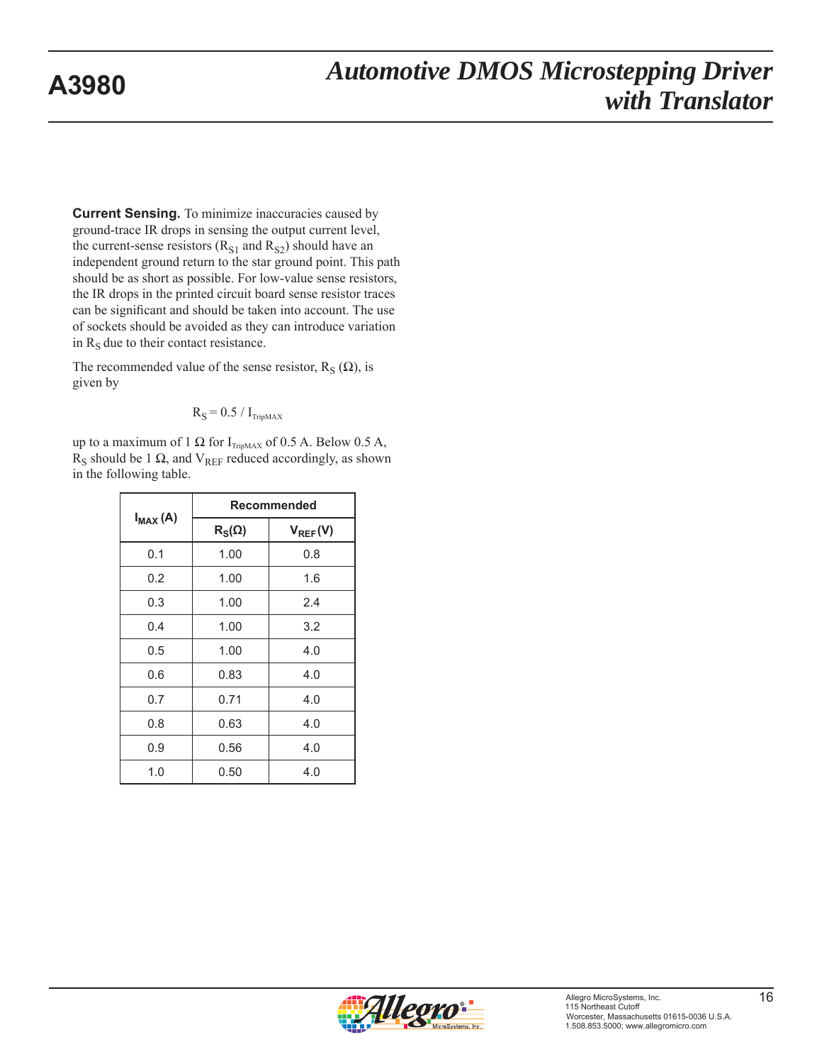**Current Sensing.** To minimize inaccuracies caused by ground-trace IR drops in sensing the output current level, the current-sense resistors ($R_{S1}$ and $R_{S2}$) should have an independent ground return to the star ground point. This path should be as short as possible. For low-value sense resistors, the IR drops in the printed circuit board sense resistor traces can be significant and should be taken into account. The use of sockets should be avoided as they can introduce variation in $R_S$ due to their contact resistance.

The recommended value of the sense resistor, $R_S$ (Ω), is given by

$$R_S = 0.5 / I_{TripMAX}$$

up to a maximum of 1 Ω for $I_{TripMAX}$ of 0.5 A. Below 0.5 A, $R_S$ should be 1 Ω, and $V_{REF}$ reduced accordingly, as shown in the following table.

| $I_{MAX}$ (A) | Recommended | |
|---|---|---|
| | $R_S$(Ω) | $V_{REF}$(V) |
| 0.1 | 1.00 | 0.8 |
| 0.2 | 1.00 | 1.6 |
| 0.3 | 1.00 | 2.4 |
| 0.4 | 1.00 | 3.2 |
| 0.5 | 1.00 | 4.0 |
| 0.6 | 0.83 | 4.0 |
| 0.7 | 0.71 | 4.0 |
| 0.8 | 0.63 | 4.0 |
| 0.9 | 0.56 | 4.0 |
| 1.0 | 0.50 | 4.0 |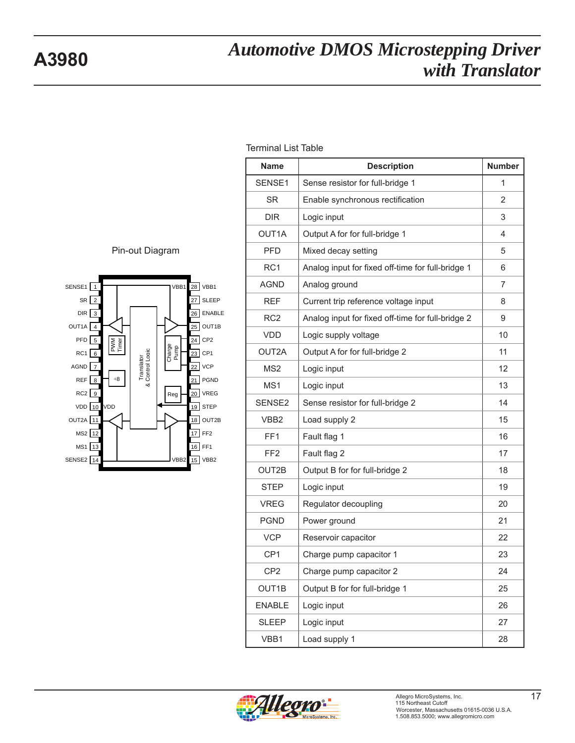Pin-out Diagram

Terminal List Table

| Name | Description | Number |
| --- | --- | --- |
| SENSE1 | Sense resistor for full-bridge 1 | 1 |
| SR | Enable synchronous rectification | 2 |
| DIR | Logic input | 3 |
| OUT1A | Output A for for full-bridge 1 | 4 |
| PFD | Mixed decay setting | 5 |
| RC1 | Analog input for fixed off-time for full-bridge 1 | 6 |
| AGND | Analog ground | 7 |
| REF | Current trip reference voltage input | 8 |
| RC2 | Analog input for fixed off-time for full-bridge 2 | 9 |
| VDD | Logic supply voltage | 10 |
| OUT2A | Output A for for full-bridge 2 | 11 |
| MS2 | Logic input | 12 |
| MS1 | Logic input | 13 |
| SENSE2 | Sense resistor for full-bridge 2 | 14 |
| VBB2 | Load supply 2 | 15 |
| FF1 | Fault flag 1 | 16 |
| FF2 | Fault flag 2 | 17 |
| OUT2B | Output B for for full-bridge 2 | 18 |
| STEP | Logic input | 19 |
| VREG | Regulator decoupling | 20 |
| PGND | Power ground | 21 |
| VCP | Reservoir capacitor | 22 |
| CP1 | Charge pump capacitor 1 | 23 |
| CP2 | Charge pump capacitor 2 | 24 |
| OUT1B | Output B for for full-bridge 1 | 25 |
| ENABLE | Logic input | 26 |
| SLEEP | Logic input | 27 |
| VBB1 | Load supply 1 | 28 |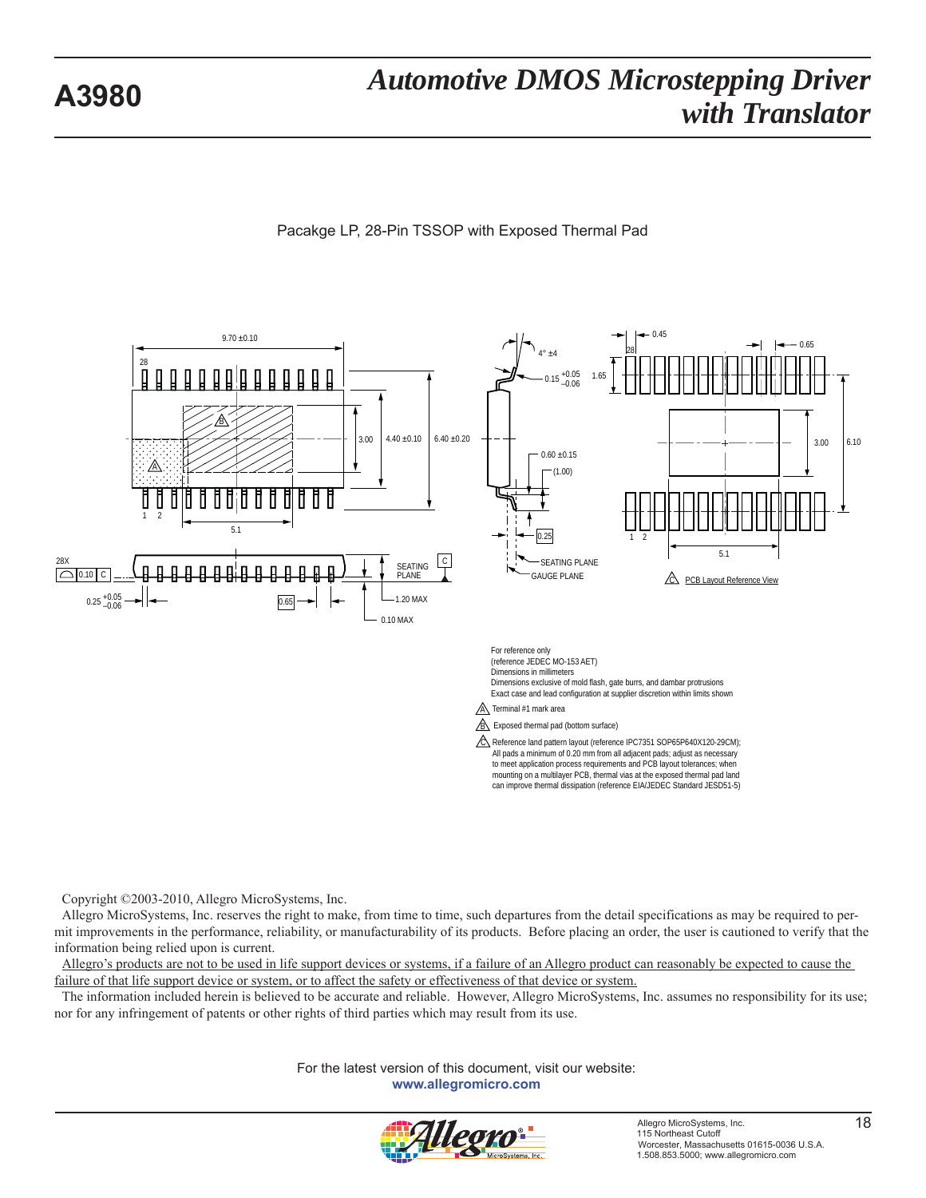Pacakge LP, 28-Pin TSSOP with Exposed Thermal Pad

9.70 ±0.10

28

B

A

1 2

5.1

3.00

4.40 ±0.10

6.40 ±0.20

4° ±4

0.15 +0.05 –0.06

0.60 ±0.15

(1.00)

0.25

SEATING PLANE

GAUGE PLANE

0.45

0.65

1.65

28

3.00

6.10

1 2

5.1

C PCB Layout Reference View

28X

0.10 C

SEATING PLANE

C

0.25 +0.05 –0.06

0.65

1.20 MAX

0.10 MAX

For reference only
(reference JEDEC MO-153 AET)
Dimensions in millimeters
Dimensions exclusive of mold flash, gate burrs, and dambar protrusions
Exact case and lead configuration at supplier discretion within limits shown

A Terminal #1 mark area

B Exposed thermal pad (bottom surface)

C Reference land pattern layout (reference IPC7351 SOP65P640X120-29CM); All pads a minimum of 0.20 mm from all adjacent pads; adjust as necessary to meet application process requirements and PCB layout tolerances; when mounting on a multilayer PCB, thermal vias at the exposed thermal pad land can improve thermal dissipation (reference EIA/JEDEC Standard JESD51-5)

Copyright ©2003-2010, Allegro MicroSystems, Inc.

Allegro MicroSystems, Inc. reserves the right to make, from time to time, such departures from the detail specifications as may be required to permit improvements in the performance, reliability, or manufacturability of its products. Before placing an order, the user is cautioned to verify that the information being relied upon is current.

Allegro's products are not to be used in life support devices or systems, if a failure of an Allegro product can reasonably be expected to cause the failure of that life support device or system, or to affect the safety or effectiveness of that device or system.

The information included herein is believed to be accurate and reliable. However, Allegro MicroSystems, Inc. assumes no responsibility for its use; nor for any infringement of patents or other rights of third parties which may result from its use.

For the latest version of this document, visit our website:
**www.allegromicro.com**

Allegro MicroSystems, Inc.
115 Northeast Cutoff
Worcester, Massachusetts 01615-0036 U.S.A.
1.508.853.5000; www.allegromicro.com